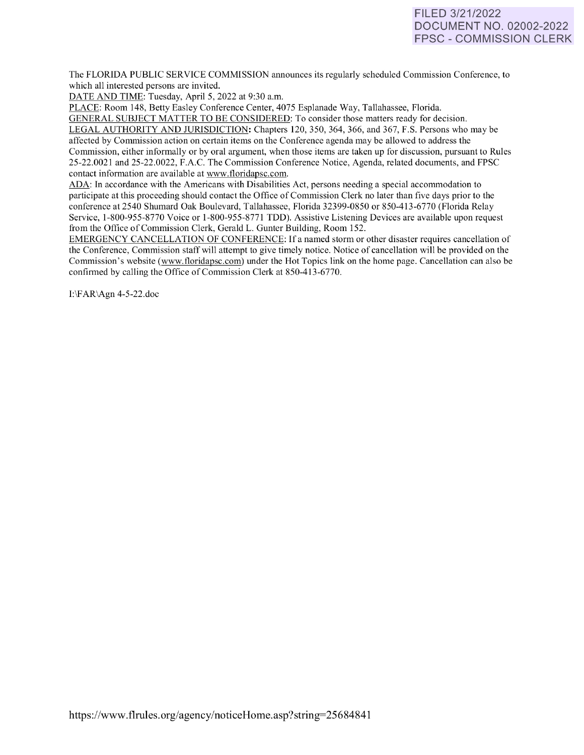FILED 3/21/2022
DOCUMENT NO. 02002-2022
FPSC - COMMISSION CLERK

The FLORIDA PUBLIC SERVICE COMMISSION announces its regularly scheduled Commission Conference, to which all interested persons are invited.

DATE AND TIME: Tuesday, April 5, 2022 at 9:30 a.m.

PLACE: Room 148, Betty Easley Conference Center, 4075 Esplanade Way, Tallahassee, Florida.

GENERAL SUBJECT MATTER TO BE CONSIDERED: To consider those matters ready for decision.

LEGAL AUTHORITY AND JURISDICTION: Chapters 120, 350, 364, 366, and 367, F.S. Persons who may be affected by Commission action on certain items on the Conference agenda may be allowed to address the Commission, either informally or by oral argument, when those items are taken up for discussion, pursuant to Rules 25-22.0021 and 25-22.0022, F.A.C. The Commission Conference Notice, Agenda, related documents, and FPSC contact information are available at www.floridapsc.com.

ADA: In accordance with the Americans with Disabilities Act, persons needing a special accommodation to participate at this proceeding should contact the Office of Commission Clerk no later than five days prior to the conference at 2540 Shumard Oak Boulevard, Tallahassee, Florida 32399-0850 or 850-413-6770 (Florida Relay Service, 1-800-955-8770 Voice or 1-800-955-8771 TDD). Assistive Listening Devices are available upon request from the Office of Commission Clerk, Gerald L. Gunter Building, Room 152.

EMERGENCY CANCELLATION OF CONFERENCE: If a named storm or other disaster requires cancellation of the Conference, Commission staff will attempt to give timely notice. Notice of cancellation will be provided on the Commission's website (www.floridapsc.com) under the Hot Topics link on the home page. Cancellation can also be confirmed by calling the Office of Commission Clerk at 850-413-6770.

I:\FAR\Agn 4-5-22.doc

https://www.flrules.org/agency/noticeHome.asp?string=25684841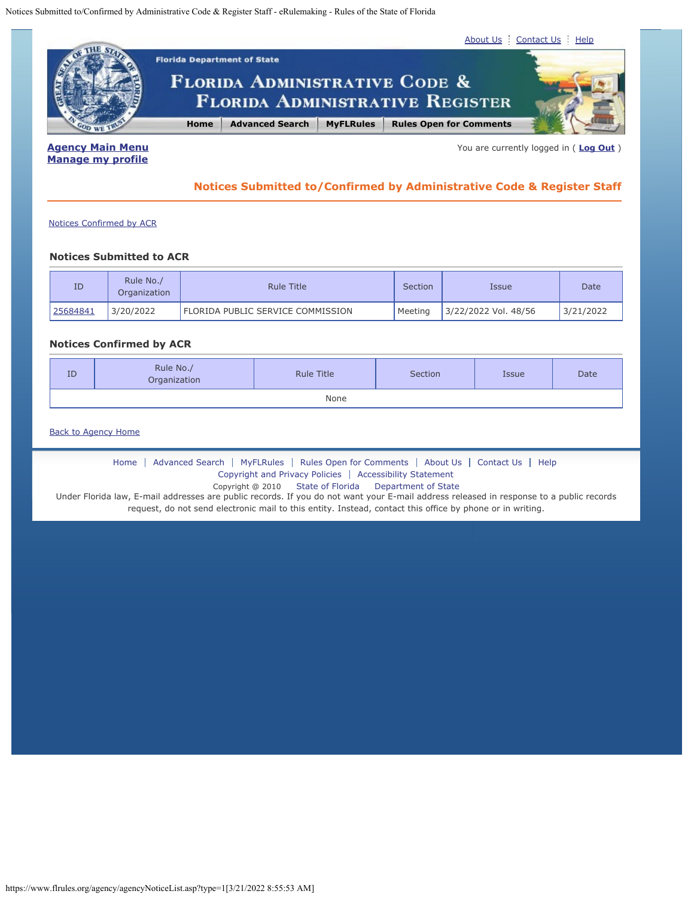About Us | Contact Us | Help

Florida Department of State

# Florida Administrative Code & Florida Administrative Register

Home | Advanced Search | MyFLRules | Rules Open for Comments

**Agency Main Menu**
**Manage my profile**

You are currently logged in ( **Log Out** )

## Notices Submitted to/Confirmed by Administrative Code & Register Staff

Notices Confirmed by ACR

### Notices Submitted to ACR

| ID | Rule No./ Organization | Rule Title | Section | Issue | Date |
| --- | --- | --- | --- | --- | --- |
| 25684841 | 3/20/2022 | FLORIDA PUBLIC SERVICE COMMISSION | Meeting | 3/22/2022 Vol. 48/56 | 3/21/2022 |

### Notices Confirmed by ACR

| ID | Rule No./ Organization | Rule Title | Section | Issue | Date |
| --- | --- | --- | --- | --- | --- |
| None | | | | | |

Back to Agency Home

Home | Advanced Search | MyFLRules | Rules Open for Comments | About Us | Contact Us | Help

Copyright and Privacy Policies | Accessibility Statement

Copyright @ 2010 State of Florida Department of State

Under Florida law, E-mail addresses are public records. If you do not want your E-mail address released in response to a public records request, do not send electronic mail to this entity. Instead, contact this office by phone or in writing.